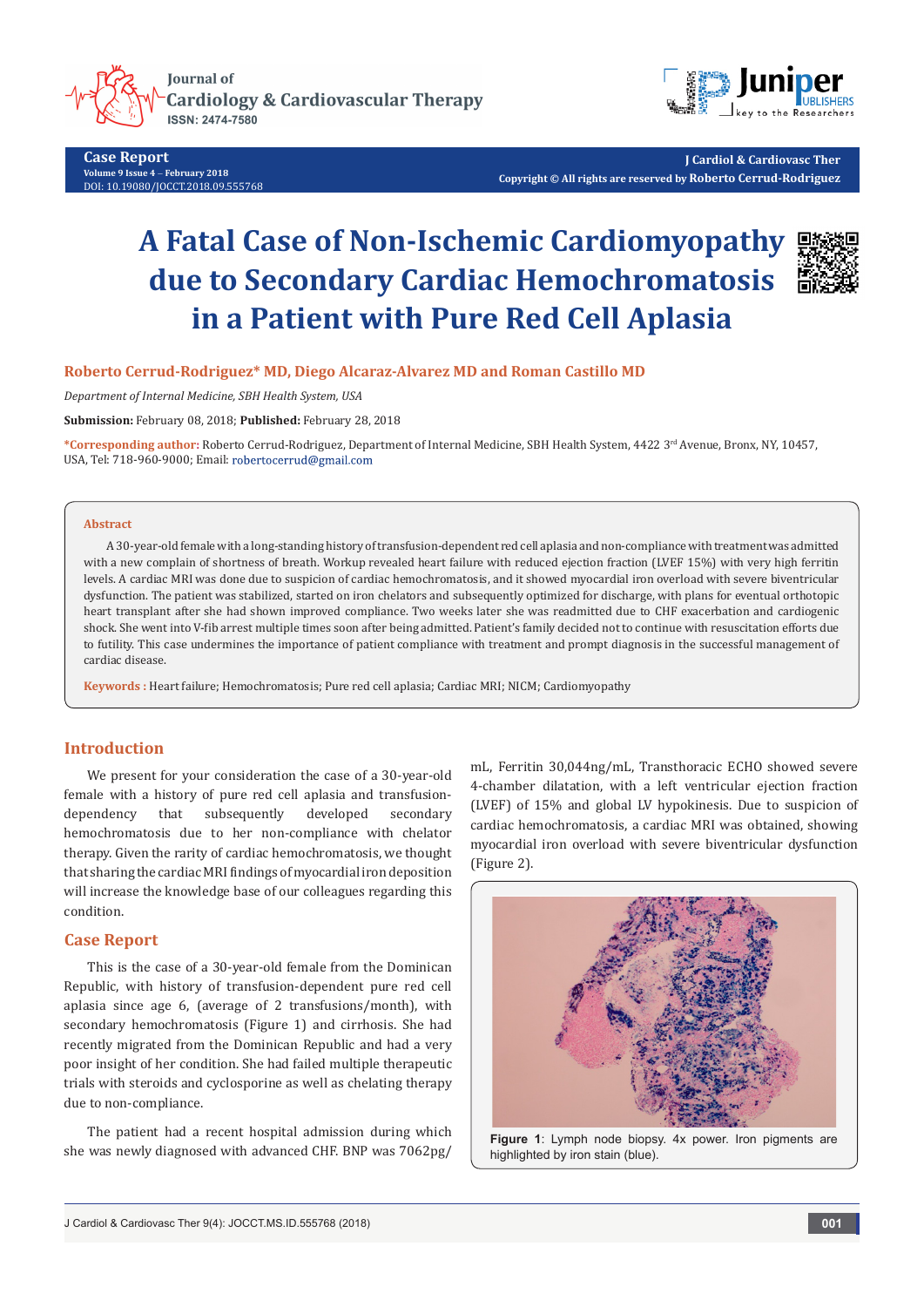Case Report

# A Fatal Case of Non-Ischemic Cardiomyopathy due to Secondary Cardiac Hemochromatosis in a Patient with Pure Red Cell Aplasia

**Roberto Cerrud-Rodriguez* MD, Diego Alcaraz-Alvarez MD and Roman Castillo MD**

*Department of Internal Medicine, SBH Health System, USA*

**Submission:** February 08, 2018; **Published:** February 28, 2018

***Corresponding author:** Roberto Cerrud-Rodriguez, Department of Internal Medicine, SBH Health System, 4422 3rd Avenue, Bronx, NY, 10457, USA, Tel: 718-960-9000; Email: robertocerrud@gmail.com

## Abstract

A 30-year-old female with a long-standing history of transfusion-dependent red cell aplasia and non-compliance with treatment was admitted with a new complain of shortness of breath. Workup revealed heart failure with reduced ejection fraction (LVEF 15%) with very high ferritin levels. A cardiac MRI was done due to suspicion of cardiac hemochromatosis, and it showed myocardial iron overload with severe biventricular dysfunction. The patient was stabilized, started on iron chelators and subsequently optimized for discharge, with plans for eventual orthotopic heart transplant after she had shown improved compliance. Two weeks later she was readmitted due to CHF exacerbation and cardiogenic shock. She went into V-fib arrest multiple times soon after being admitted. Patient's family decided not to continue with resuscitation efforts due to futility. This case undermines the importance of patient compliance with treatment and prompt diagnosis in the successful management of cardiac disease.

**Keywords :** Heart failure; Hemochromatosis; Pure red cell aplasia; Cardiac MRI; NICM; Cardiomyopathy

## Introduction

We present for your consideration the case of a 30-year-old female with a history of pure red cell aplasia and transfusion-dependency that subsequently developed secondary hemochromatosis due to her non-compliance with chelator therapy. Given the rarity of cardiac hemochromatosis, we thought that sharing the cardiac MRI findings of myocardial iron deposition will increase the knowledge base of our colleagues regarding this condition.

## Case Report

This is the case of a 30-year-old female from the Dominican Republic, with history of transfusion-dependent pure red cell aplasia since age 6, (average of 2 transfusions/month), with secondary hemochromatosis (Figure 1) and cirrhosis. She had recently migrated from the Dominican Republic and had a very poor insight of her condition. She had failed multiple therapeutic trials with steroids and cyclosporine as well as chelating therapy due to non-compliance.

The patient had a recent hospital admission during which she was newly diagnosed with advanced CHF. BNP was 7062pg/mL, Ferritin 30,044ng/mL, Transthoracic ECHO showed severe 4-chamber dilatation, with a left ventricular ejection fraction (LVEF) of 15% and global LV hypokinesis. Due to suspicion of cardiac hemochromatosis, a cardiac MRI was obtained, showing myocardial iron overload with severe biventricular dysfunction (Figure 2).

**Figure 1**: Lymph node biopsy. 4x power. Iron pigments are highlighted by iron stain (blue).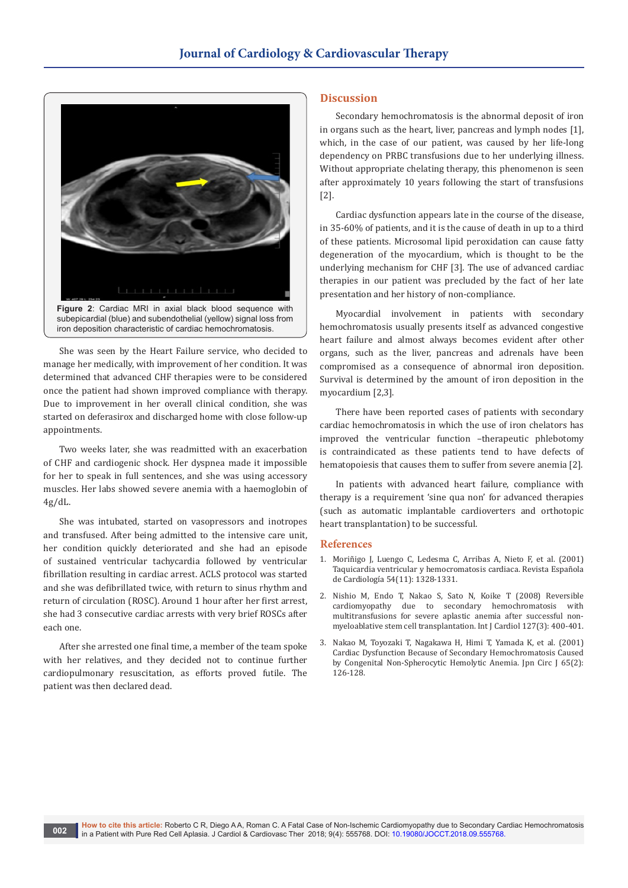**Figure 2**: Cardiac MRI in axial black blood sequence with subepicardial (blue) and subendothelial (yellow) signal loss from iron deposition characteristic of cardiac hemochromatosis.

She was seen by the Heart Failure service, who decided to manage her medically, with improvement of her condition. It was determined that advanced CHF therapies were to be considered once the patient had shown improved compliance with therapy. Due to improvement in her overall clinical condition, she was started on deferasirox and discharged home with close follow-up appointments.

Two weeks later, she was readmitted with an exacerbation of CHF and cardiogenic shock. Her dyspnea made it impossible for her to speak in full sentences, and she was using accessory muscles. Her labs showed severe anemia with a haemoglobin of 4g/dL.

She was intubated, started on vasopressors and inotropes and transfused. After being admitted to the intensive care unit, her condition quickly deteriorated and she had an episode of sustained ventricular tachycardia followed by ventricular fibrillation resulting in cardiac arrest. ACLS protocol was started and she was defibrillated twice, with return to sinus rhythm and return of circulation (ROSC). Around 1 hour after her first arrest, she had 3 consecutive cardiac arrests with very brief ROSCs after each one.

After she arrested one final time, a member of the team spoke with her relatives, and they decided not to continue further cardiopulmonary resuscitation, as efforts proved futile. The patient was then declared dead.

## Discussion

Secondary hemochromatosis is the abnormal deposit of iron in organs such as the heart, liver, pancreas and lymph nodes [1], which, in the case of our patient, was caused by her life-long dependency on PRBC transfusions due to her underlying illness. Without appropriate chelating therapy, this phenomenon is seen after approximately 10 years following the start of transfusions [2].

Cardiac dysfunction appears late in the course of the disease, in 35-60% of patients, and it is the cause of death in up to a third of these patients. Microsomal lipid peroxidation can cause fatty degeneration of the myocardium, which is thought to be the underlying mechanism for CHF [3]. The use of advanced cardiac therapies in our patient was precluded by the fact of her late presentation and her history of non-compliance.

Myocardial involvement in patients with secondary hemochromatosis usually presents itself as advanced congestive heart failure and almost always becomes evident after other organs, such as the liver, pancreas and adrenals have been compromised as a consequence of abnormal iron deposition. Survival is determined by the amount of iron deposition in the myocardium [2,3].

There have been reported cases of patients with secondary cardiac hemochromatosis in which the use of iron chelators has improved the ventricular function –therapeutic phlebotomy is contraindicated as these patients tend to have defects of hematopoiesis that causes them to suffer from severe anemia [2].

In patients with advanced heart failure, compliance with therapy is a requirement 'sine qua non' for advanced therapies (such as automatic implantable cardioverters and orthotopic heart transplantation) to be successful.

## References

1. Moriñigo J, Luengo C, Ledesma C, Arribas A, Nieto F, et al. (2001) Taquicardia ventricular y hemocromatosis cardiaca. Revista Española de Cardiología 54(11): 1328-1331.
2. Nishio M, Endo T, Nakao S, Sato N, Koike T (2008) Reversible cardiomyopathy due to secondary hemochromatosis with multitransfusions for severe aplastic anemia after successful non-myeloablative stem cell transplantation. Int J Cardiol 127(3): 400-401.
3. Nakao M, Toyozaki T, Nagakawa H, Himi T, Yamada K, et al. (2001) Cardiac Dysfunction Because of Secondary Hemochromatosis Caused by Congenital Non-Spherocytic Hemolytic Anemia. Jpn Circ J 65(2): 126-128.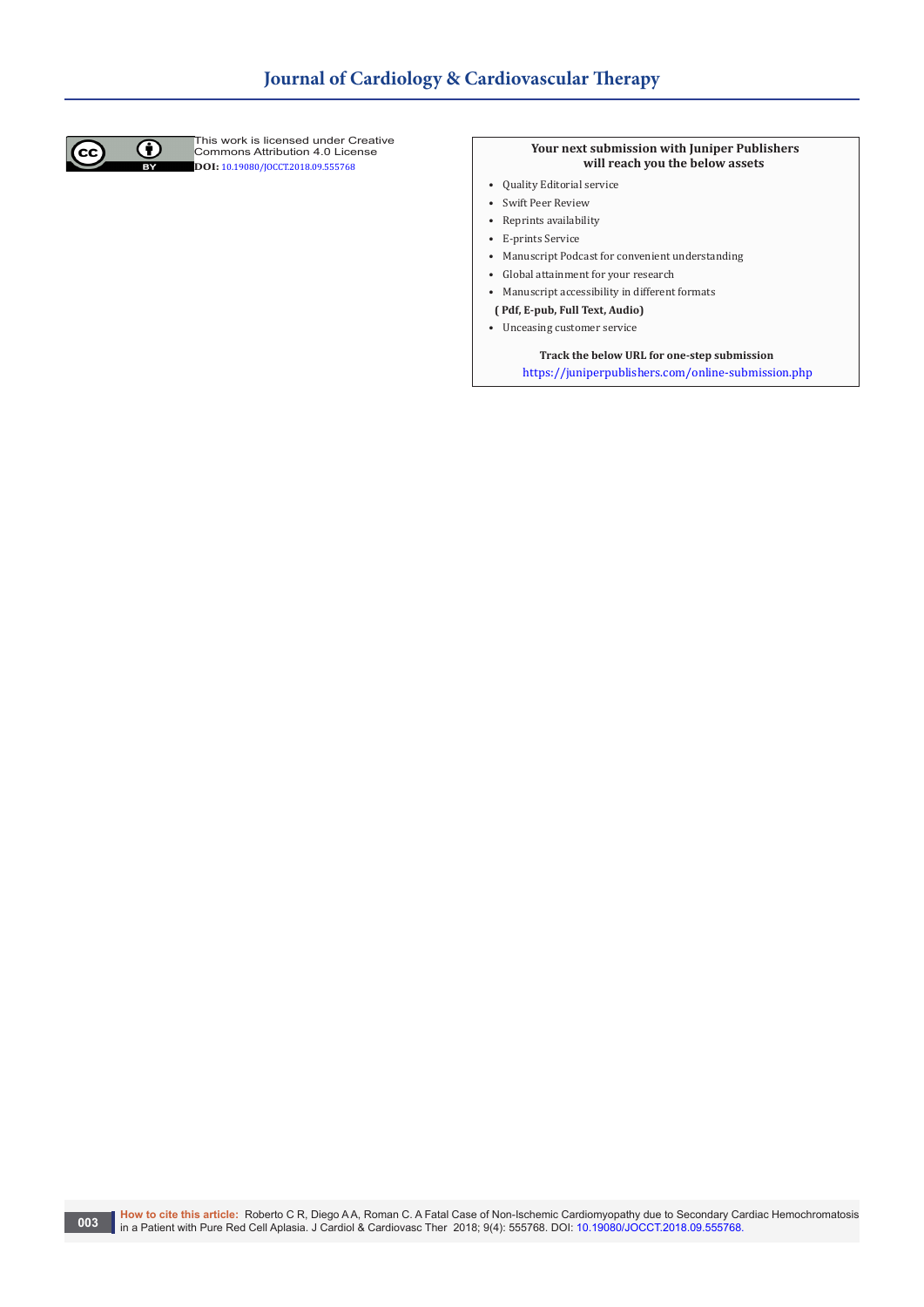This work is licensed under Creative Commons Attribution 4.0 License

**DOI:** 10.19080/JOCCT.2018.09.555768

**Your next submission with Juniper Publishers will reach you the below assets**

- Quality Editorial service
- Swift Peer Review
- Reprints availability
- E-prints Service
- Manuscript Podcast for convenient understanding
- Global attainment for your research
- Manuscript accessibility in different formats

**( Pdf, E-pub, Full Text, Audio)**

- Unceasing customer service

**Track the below URL for one-step submission**

https://juniperpublishers.com/online-submission.php

**How to cite this article:** Roberto C R, Diego A A, Roman C. A Fatal Case of Non-Ischemic Cardiomyopathy due to Secondary Cardiac Hemochromatosis in a Patient with Pure Red Cell Aplasia. J Cardiol & Cardiovasc Ther 2018; 9(4): 555768. DOI: 10.19080/JOCCT.2018.09.555768.